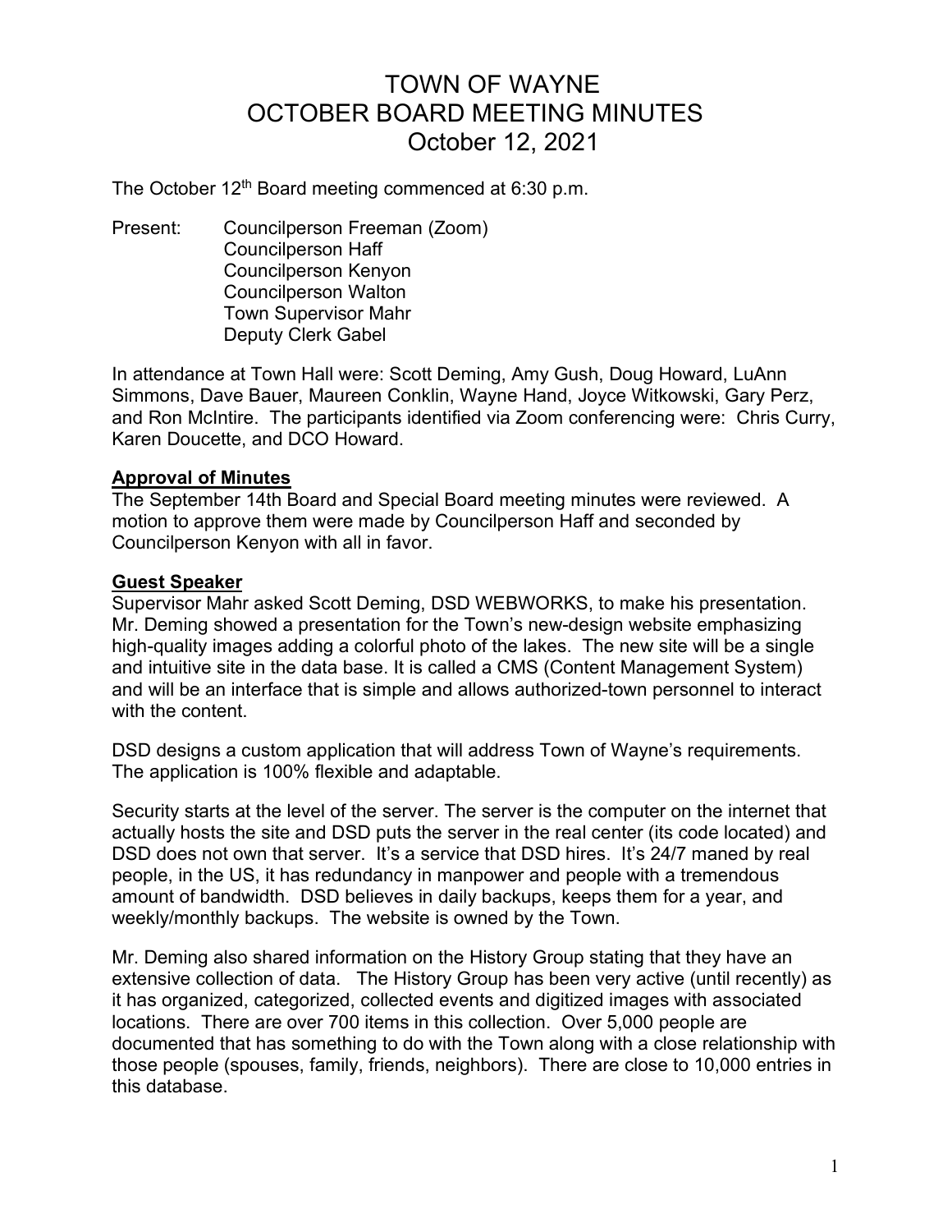# TOWN OF WAYNE
# OCTOBER BOARD MEETING MINUTES
# October 12, 2021

The October 12th Board meeting commenced at 6:30 p.m.

Present: Councilperson Freeman (Zoom)
Councilperson Haff
Councilperson Kenyon
Councilperson Walton
Town Supervisor Mahr
Deputy Clerk Gabel

In attendance at Town Hall were: Scott Deming, Amy Gush, Doug Howard, LuAnn Simmons, Dave Bauer, Maureen Conklin, Wayne Hand, Joyce Witkowski, Gary Perz, and Ron McIntire. The participants identified via Zoom conferencing were: Chris Curry, Karen Doucette, and DCO Howard.

**Approval of Minutes**

The September 14th Board and Special Board meeting minutes were reviewed. A motion to approve them were made by Councilperson Haff and seconded by Councilperson Kenyon with all in favor.

**Guest Speaker**

Supervisor Mahr asked Scott Deming, DSD WEBWORKS, to make his presentation. Mr. Deming showed a presentation for the Town's new-design website emphasizing high-quality images adding a colorful photo of the lakes. The new site will be a single and intuitive site in the data base. It is called a CMS (Content Management System) and will be an interface that is simple and allows authorized-town personnel to interact with the content.

DSD designs a custom application that will address Town of Wayne's requirements. The application is 100% flexible and adaptable.

Security starts at the level of the server. The server is the computer on the internet that actually hosts the site and DSD puts the server in the real center (its code located) and DSD does not own that server. It's a service that DSD hires. It's 24/7 maned by real people, in the US, it has redundancy in manpower and people with a tremendous amount of bandwidth. DSD believes in daily backups, keeps them for a year, and weekly/monthly backups. The website is owned by the Town.

Mr. Deming also shared information on the History Group stating that they have an extensive collection of data. The History Group has been very active (until recently) as it has organized, categorized, collected events and digitized images with associated locations. There are over 700 items in this collection. Over 5,000 people are documented that has something to do with the Town along with a close relationship with those people (spouses, family, friends, neighbors). There are close to 10,000 entries in this database.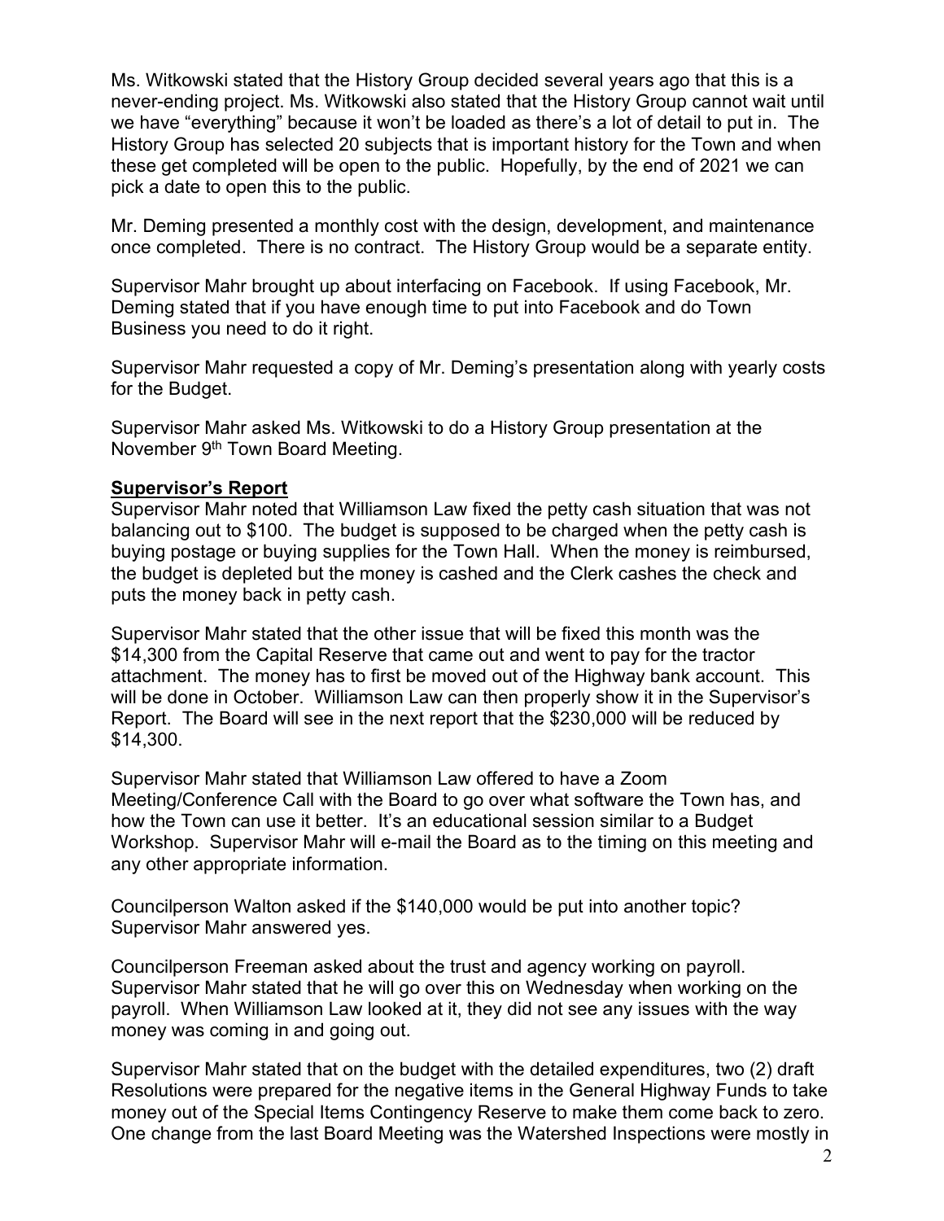Ms. Witkowski stated that the History Group decided several years ago that this is a never-ending project. Ms. Witkowski also stated that the History Group cannot wait until we have "everything" because it won't be loaded as there's a lot of detail to put in. The History Group has selected 20 subjects that is important history for the Town and when these get completed will be open to the public. Hopefully, by the end of 2021 we can pick a date to open this to the public.

Mr. Deming presented a monthly cost with the design, development, and maintenance once completed. There is no contract. The History Group would be a separate entity.

Supervisor Mahr brought up about interfacing on Facebook. If using Facebook, Mr. Deming stated that if you have enough time to put into Facebook and do Town Business you need to do it right.

Supervisor Mahr requested a copy of Mr. Deming's presentation along with yearly costs for the Budget.

Supervisor Mahr asked Ms. Witkowski to do a History Group presentation at the November 9th Town Board Meeting.

**Supervisor's Report**

Supervisor Mahr noted that Williamson Law fixed the petty cash situation that was not balancing out to $100. The budget is supposed to be charged when the petty cash is buying postage or buying supplies for the Town Hall. When the money is reimbursed, the budget is depleted but the money is cashed and the Clerk cashes the check and puts the money back in petty cash.

Supervisor Mahr stated that the other issue that will be fixed this month was the $14,300 from the Capital Reserve that came out and went to pay for the tractor attachment. The money has to first be moved out of the Highway bank account. This will be done in October. Williamson Law can then properly show it in the Supervisor's Report. The Board will see in the next report that the $230,000 will be reduced by $14,300.

Supervisor Mahr stated that Williamson Law offered to have a Zoom Meeting/Conference Call with the Board to go over what software the Town has, and how the Town can use it better. It's an educational session similar to a Budget Workshop. Supervisor Mahr will e-mail the Board as to the timing on this meeting and any other appropriate information.

Councilperson Walton asked if the $140,000 would be put into another topic? Supervisor Mahr answered yes.

Councilperson Freeman asked about the trust and agency working on payroll. Supervisor Mahr stated that he will go over this on Wednesday when working on the payroll. When Williamson Law looked at it, they did not see any issues with the way money was coming in and going out.

Supervisor Mahr stated that on the budget with the detailed expenditures, two (2) draft Resolutions were prepared for the negative items in the General Highway Funds to take money out of the Special Items Contingency Reserve to make them come back to zero. One change from the last Board Meeting was the Watershed Inspections were mostly in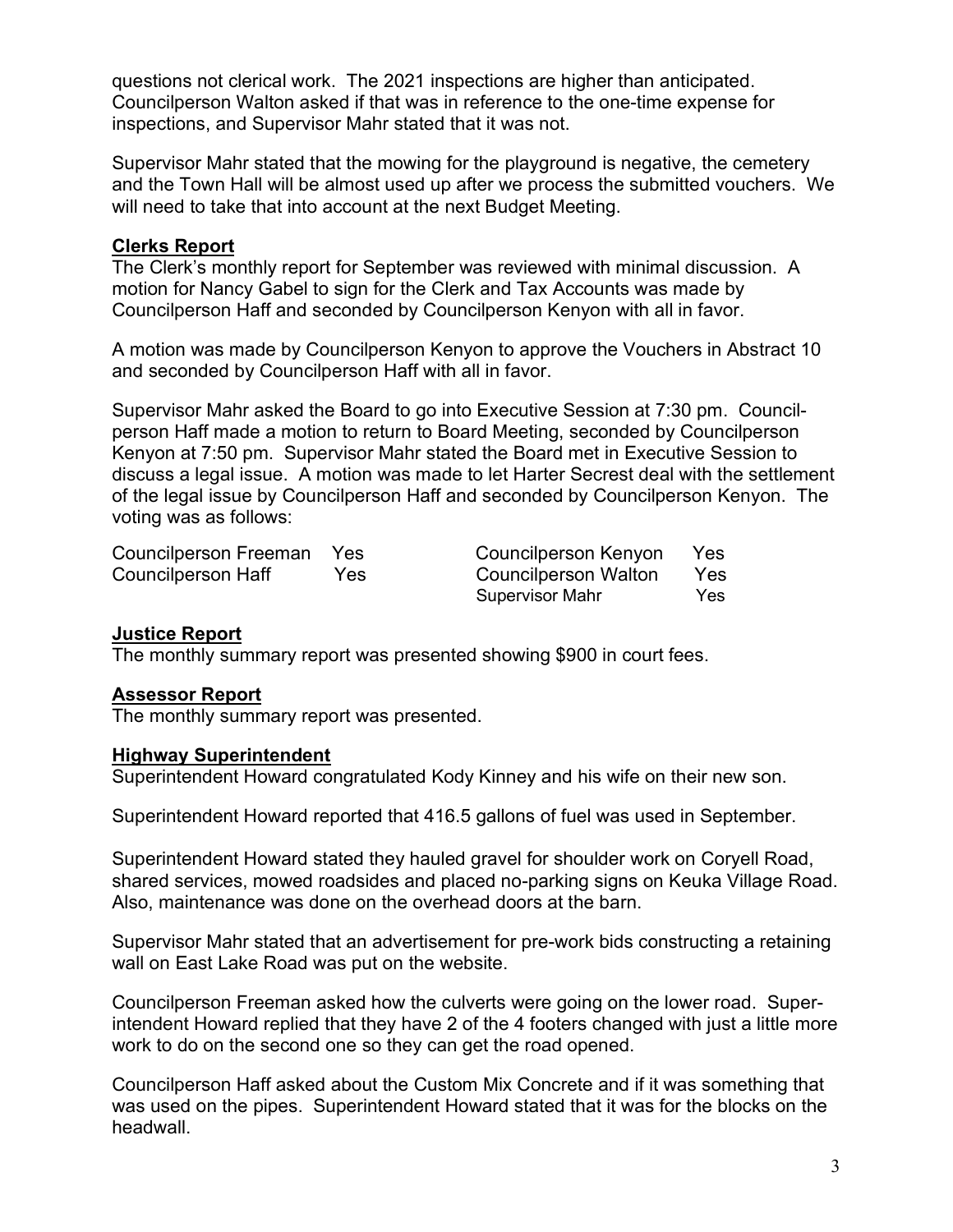questions not clerical work. The 2021 inspections are higher than anticipated. Councilperson Walton asked if that was in reference to the one-time expense for inspections, and Supervisor Mahr stated that it was not.

Supervisor Mahr stated that the mowing for the playground is negative, the cemetery and the Town Hall will be almost used up after we process the submitted vouchers. We will need to take that into account at the next Budget Meeting.

**Clerks Report**

The Clerk's monthly report for September was reviewed with minimal discussion. A motion for Nancy Gabel to sign for the Clerk and Tax Accounts was made by Councilperson Haff and seconded by Councilperson Kenyon with all in favor.

A motion was made by Councilperson Kenyon to approve the Vouchers in Abstract 10 and seconded by Councilperson Haff with all in favor.

Supervisor Mahr asked the Board to go into Executive Session at 7:30 pm. Councilperson Haff made a motion to return to Board Meeting, seconded by Councilperson Kenyon at 7:50 pm. Supervisor Mahr stated the Board met in Executive Session to discuss a legal issue. A motion was made to let Harter Secrest deal with the settlement of the legal issue by Councilperson Haff and seconded by Councilperson Kenyon. The voting was as follows:

| | | | |
|---|---|---|---|
| Councilperson Freeman | Yes | Councilperson Kenyon | Yes |
| Councilperson Haff | Yes | Councilperson Walton | Yes |
| | | Supervisor Mahr | Yes |

**Justice Report**

The monthly summary report was presented showing $900 in court fees.

**Assessor Report**

The monthly summary report was presented.

**Highway Superintendent**

Superintendent Howard congratulated Kody Kinney and his wife on their new son.

Superintendent Howard reported that 416.5 gallons of fuel was used in September.

Superintendent Howard stated they hauled gravel for shoulder work on Coryell Road, shared services, mowed roadsides and placed no-parking signs on Keuka Village Road. Also, maintenance was done on the overhead doors at the barn.

Supervisor Mahr stated that an advertisement for pre-work bids constructing a retaining wall on East Lake Road was put on the website.

Councilperson Freeman asked how the culverts were going on the lower road. Superintendent Howard replied that they have 2 of the 4 footers changed with just a little more work to do on the second one so they can get the road opened.

Councilperson Haff asked about the Custom Mix Concrete and if it was something that was used on the pipes. Superintendent Howard stated that it was for the blocks on the headwall.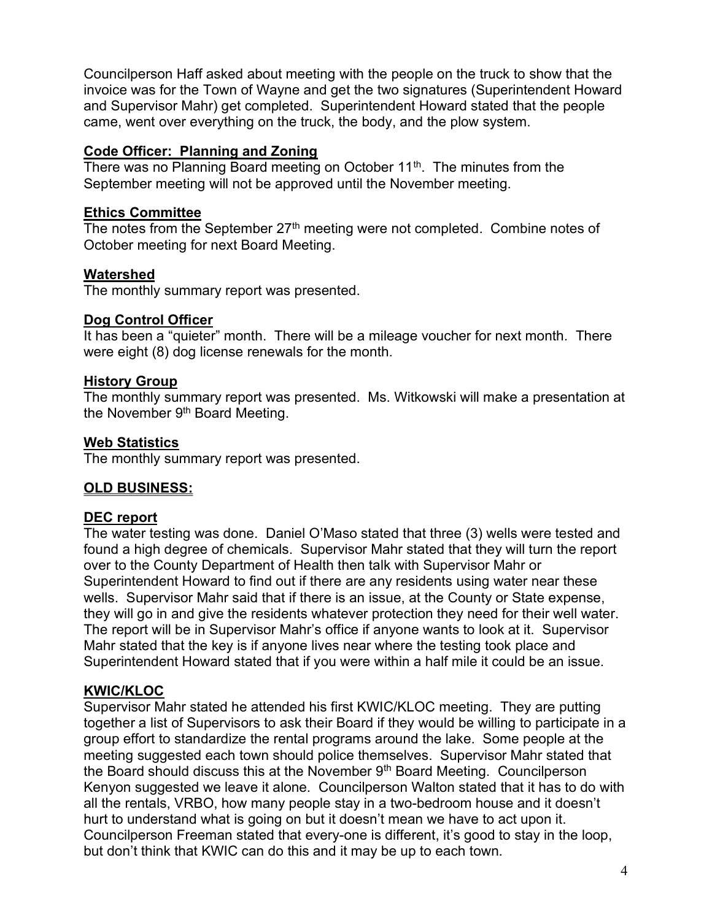Councilperson Haff asked about meeting with the people on the truck to show that the invoice was for the Town of Wayne and get the two signatures (Superintendent Howard and Supervisor Mahr) get completed. Superintendent Howard stated that the people came, went over everything on the truck, the body, and the plow system.

**Code Officer: Planning and Zoning**

There was no Planning Board meeting on October 11th. The minutes from the September meeting will not be approved until the November meeting.

**Ethics Committee**

The notes from the September 27th meeting were not completed. Combine notes of October meeting for next Board Meeting.

**Watershed**

The monthly summary report was presented.

**Dog Control Officer**

It has been a "quieter" month. There will be a mileage voucher for next month. There were eight (8) dog license renewals for the month.

**History Group**

The monthly summary report was presented. Ms. Witkowski will make a presentation at the November 9th Board Meeting.

**Web Statistics**

The monthly summary report was presented.

**OLD BUSINESS:**

**DEC report**

The water testing was done. Daniel O'Maso stated that three (3) wells were tested and found a high degree of chemicals. Supervisor Mahr stated that they will turn the report over to the County Department of Health then talk with Supervisor Mahr or Superintendent Howard to find out if there are any residents using water near these wells. Supervisor Mahr said that if there is an issue, at the County or State expense, they will go in and give the residents whatever protection they need for their well water. The report will be in Supervisor Mahr's office if anyone wants to look at it. Supervisor Mahr stated that the key is if anyone lives near where the testing took place and Superintendent Howard stated that if you were within a half mile it could be an issue.

**KWIC/KLOC**

Supervisor Mahr stated he attended his first KWIC/KLOC meeting. They are putting together a list of Supervisors to ask their Board if they would be willing to participate in a group effort to standardize the rental programs around the lake. Some people at the meeting suggested each town should police themselves. Supervisor Mahr stated that the Board should discuss this at the November 9th Board Meeting. Councilperson Kenyon suggested we leave it alone. Councilperson Walton stated that it has to do with all the rentals, VRBO, how many people stay in a two-bedroom house and it doesn't hurt to understand what is going on but it doesn't mean we have to act upon it. Councilperson Freeman stated that every-one is different, it's good to stay in the loop, but don't think that KWIC can do this and it may be up to each town.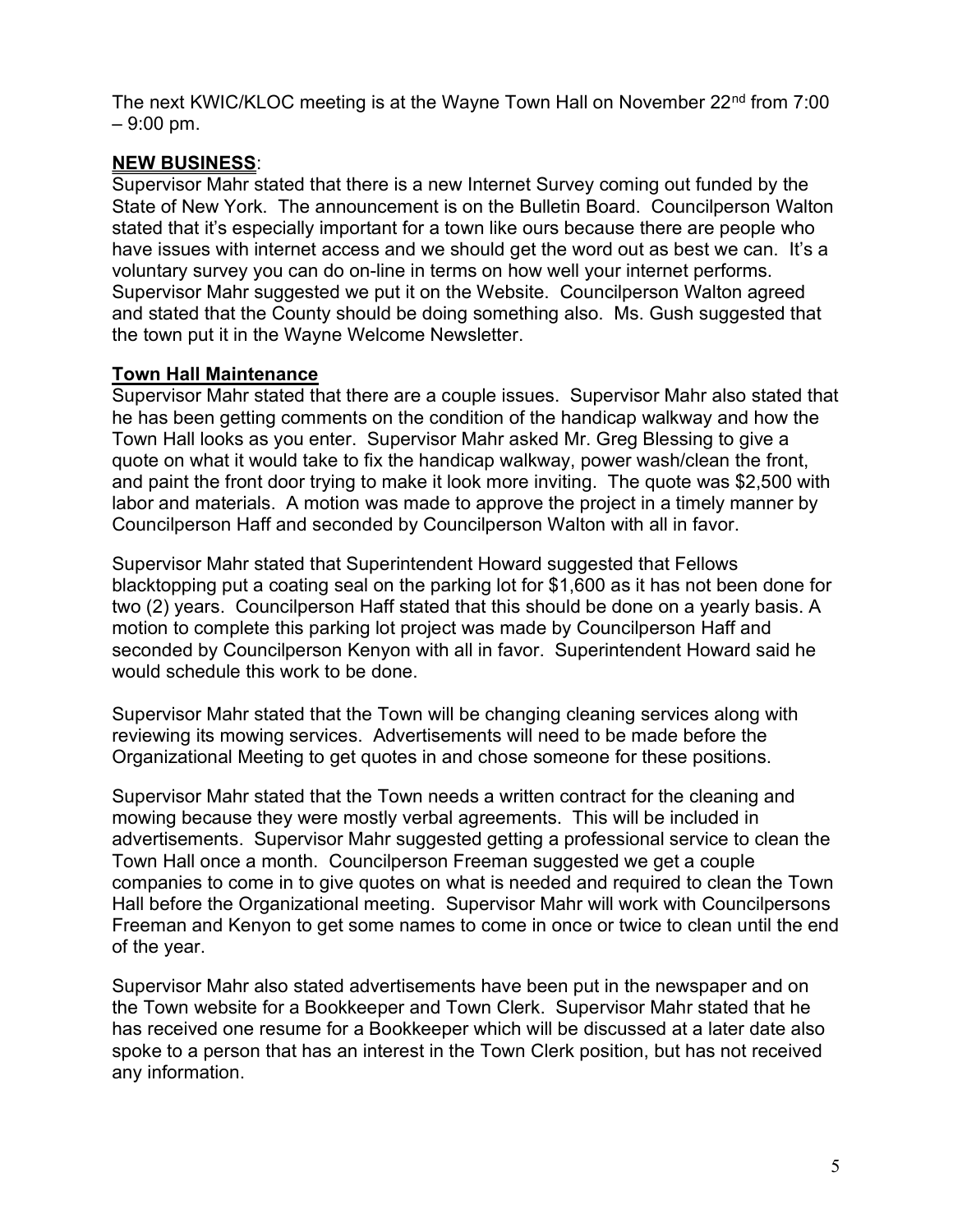The next KWIC/KLOC meeting is at the Wayne Town Hall on November 22nd from 7:00 – 9:00 pm.

**NEW BUSINESS**:

Supervisor Mahr stated that there is a new Internet Survey coming out funded by the State of New York. The announcement is on the Bulletin Board. Councilperson Walton stated that it's especially important for a town like ours because there are people who have issues with internet access and we should get the word out as best we can. It's a voluntary survey you can do on-line in terms on how well your internet performs. Supervisor Mahr suggested we put it on the Website. Councilperson Walton agreed and stated that the County should be doing something also. Ms. Gush suggested that the town put it in the Wayne Welcome Newsletter.

**Town Hall Maintenance**

Supervisor Mahr stated that there are a couple issues. Supervisor Mahr also stated that he has been getting comments on the condition of the handicap walkway and how the Town Hall looks as you enter. Supervisor Mahr asked Mr. Greg Blessing to give a quote on what it would take to fix the handicap walkway, power wash/clean the front, and paint the front door trying to make it look more inviting. The quote was $2,500 with labor and materials. A motion was made to approve the project in a timely manner by Councilperson Haff and seconded by Councilperson Walton with all in favor.

Supervisor Mahr stated that Superintendent Howard suggested that Fellows blacktopping put a coating seal on the parking lot for $1,600 as it has not been done for two (2) years. Councilperson Haff stated that this should be done on a yearly basis. A motion to complete this parking lot project was made by Councilperson Haff and seconded by Councilperson Kenyon with all in favor. Superintendent Howard said he would schedule this work to be done.

Supervisor Mahr stated that the Town will be changing cleaning services along with reviewing its mowing services. Advertisements will need to be made before the Organizational Meeting to get quotes in and chose someone for these positions.

Supervisor Mahr stated that the Town needs a written contract for the cleaning and mowing because they were mostly verbal agreements. This will be included in advertisements. Supervisor Mahr suggested getting a professional service to clean the Town Hall once a month. Councilperson Freeman suggested we get a couple companies to come in to give quotes on what is needed and required to clean the Town Hall before the Organizational meeting. Supervisor Mahr will work with Councilpersons Freeman and Kenyon to get some names to come in once or twice to clean until the end of the year.

Supervisor Mahr also stated advertisements have been put in the newspaper and on the Town website for a Bookkeeper and Town Clerk. Supervisor Mahr stated that he has received one resume for a Bookkeeper which will be discussed at a later date also spoke to a person that has an interest in the Town Clerk position, but has not received any information.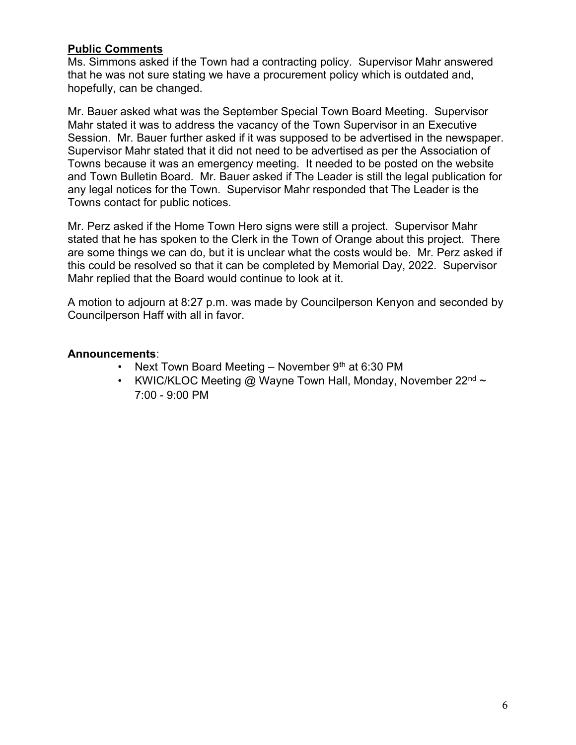## Public Comments

Ms. Simmons asked if the Town had a contracting policy. Supervisor Mahr answered that he was not sure stating we have a procurement policy which is outdated and, hopefully, can be changed.

Mr. Bauer asked what was the September Special Town Board Meeting. Supervisor Mahr stated it was to address the vacancy of the Town Supervisor in an Executive Session. Mr. Bauer further asked if it was supposed to be advertised in the newspaper. Supervisor Mahr stated that it did not need to be advertised as per the Association of Towns because it was an emergency meeting. It needed to be posted on the website and Town Bulletin Board. Mr. Bauer asked if The Leader is still the legal publication for any legal notices for the Town. Supervisor Mahr responded that The Leader is the Towns contact for public notices.

Mr. Perz asked if the Home Town Hero signs were still a project. Supervisor Mahr stated that he has spoken to the Clerk in the Town of Orange about this project. There are some things we can do, but it is unclear what the costs would be. Mr. Perz asked if this could be resolved so that it can be completed by Memorial Day, 2022. Supervisor Mahr replied that the Board would continue to look at it.

A motion to adjourn at 8:27 p.m. was made by Councilperson Kenyon and seconded by Councilperson Haff with all in favor.

**Announcements**:

- Next Town Board Meeting – November 9th at 6:30 PM
- KWIC/KLOC Meeting @ Wayne Town Hall, Monday, November 22nd ~ 7:00 - 9:00 PM